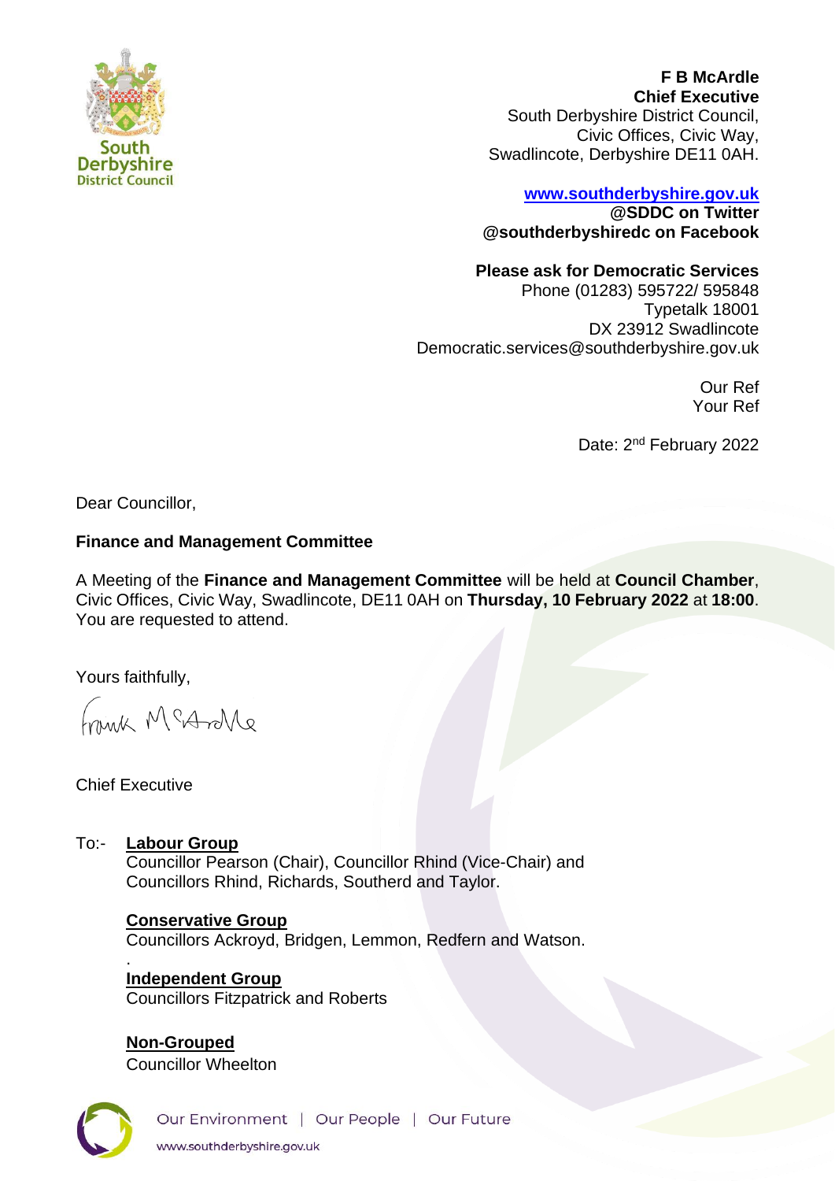**F B McArdle**
**Chief Executive**
South Derbyshire District Council,
Civic Offices, Civic Way,
Swadlincote, Derbyshire DE11 0AH.

**[www.southderbyshire.gov.uk](http://www.southderbyshire.gov.uk)**
**@SDDC on Twitter**
**@southderbyshiredc on Facebook**

**Please ask for Democratic Services**
Phone (01283) 595722/ 595848
Typetalk 18001
DX 23912 Swadlincote
Democratic.services@southderbyshire.gov.uk

Our Ref
Your Ref

Date: 2nd February 2022

Dear Councillor,

**Finance and Management Committee**

A Meeting of the **Finance and Management Committee** will be held at **Council Chamber**, Civic Offices, Civic Way, Swadlincote, DE11 0AH on **Thursday, 10 February 2022** at **18:00**. You are requested to attend.

Yours faithfully,

Frank McArdle

Chief Executive

To:- **Labour Group**
Councillor Pearson (Chair), Councillor Rhind (Vice-Chair) and Councillors Rhind, Richards, Southerd and Taylor.

**Conservative Group**
Councillors Ackroyd, Bridgen, Lemmon, Redfern and Watson.

**Independent Group**
Councillors Fitzpatrick and Roberts

**Non-Grouped**
Councillor Wheelton

Our Environment | Our People | Our Future
www.southderbyshire.gov.uk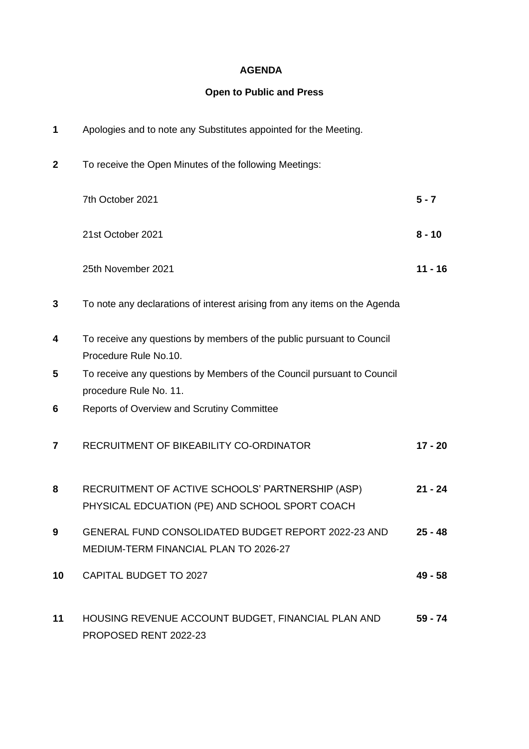**AGENDA**

**Open to Public and Press**

| | | |
|---|---|---|
| **1** | Apologies and to note any Substitutes appointed for the Meeting. | |
| **2** | To receive the Open Minutes of the following Meetings: | |
| | 7th October 2021 | **5 - 7** |
| | 21st October 2021 | **8 - 10** |
| | 25th November 2021 | **11 - 16** |
| **3** | To note any declarations of interest arising from any items on the Agenda | |
| **4** | To receive any questions by members of the public pursuant to Council Procedure Rule No.10. | |
| **5** | To receive any questions by Members of the Council pursuant to Council procedure Rule No. 11. | |
| **6** | Reports of Overview and Scrutiny Committee | |
| **7** | RECRUITMENT OF BIKEABILITY CO-ORDINATOR | **17 - 20** |
| **8** | RECRUITMENT OF ACTIVE SCHOOLS' PARTNERSHIP (ASP) PHYSICAL EDCUATION (PE) AND SCHOOL SPORT COACH | **21 - 24** |
| **9** | GENERAL FUND CONSOLIDATED BUDGET REPORT 2022-23 AND MEDIUM-TERM FINANCIAL PLAN TO 2026-27 | **25 - 48** |
| **10** | CAPITAL BUDGET TO 2027 | **49 - 58** |
| **11** | HOUSING REVENUE ACCOUNT BUDGET, FINANCIAL PLAN AND PROPOSED RENT 2022-23 | **59 - 74** |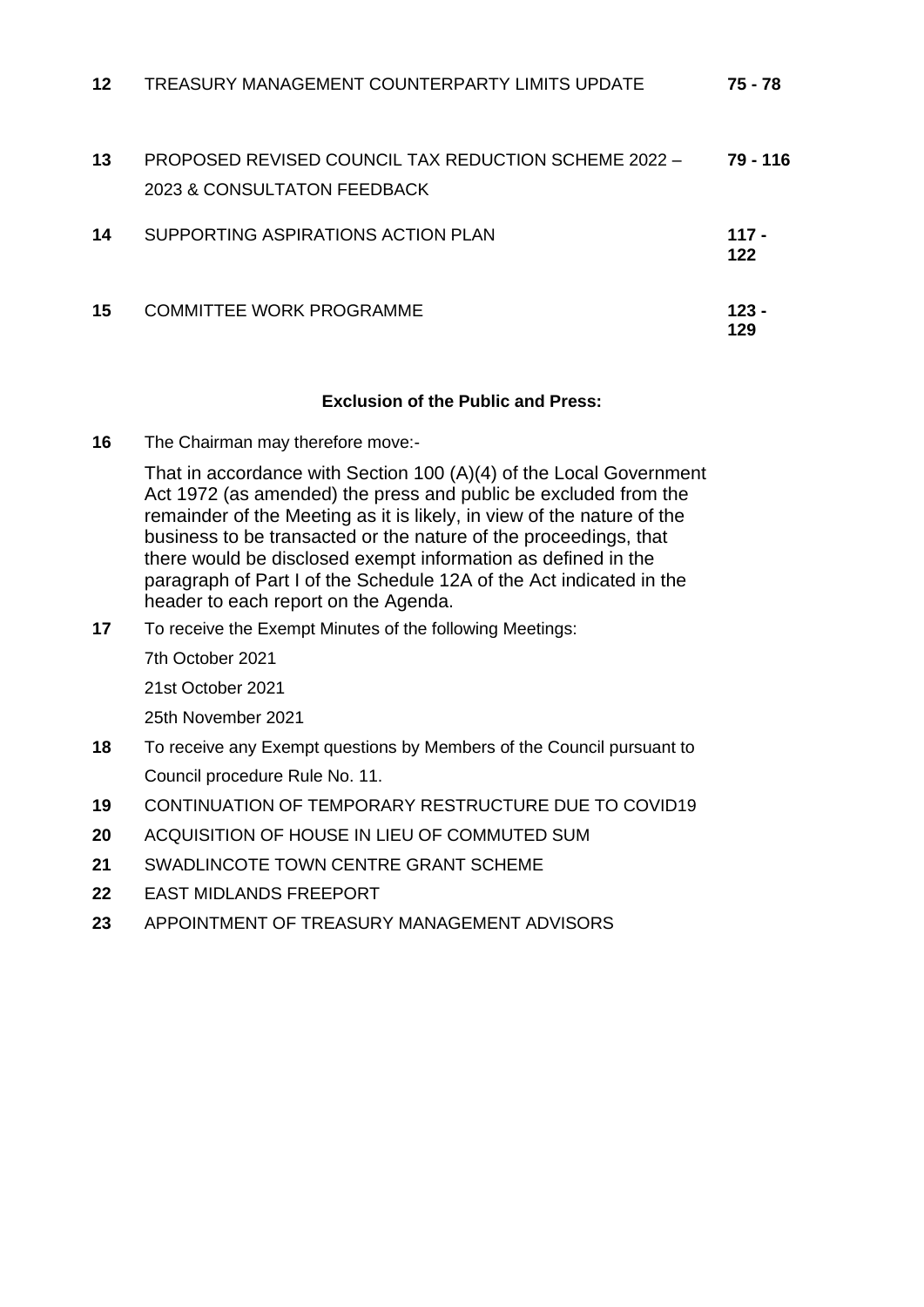| | | |
|---|---|---|
| **12** | TREASURY MANAGEMENT COUNTERPARTY LIMITS UPDATE | **75 - 78** |
| **13** | PROPOSED REVISED COUNCIL TAX REDUCTION SCHEME 2022 – 2023 & CONSULTATON FEEDBACK | **79 - 116** |
| **14** | SUPPORTING ASPIRATIONS ACTION PLAN | **117 - 122** |
| **15** | COMMITTEE WORK PROGRAMME | **123 - 129** |

**Exclusion of the Public and Press:**

**16** The Chairman may therefore move:-

That in accordance with Section 100 (A)(4) of the Local Government Act 1972 (as amended) the press and public be excluded from the remainder of the Meeting as it is likely, in view of the nature of the business to be transacted or the nature of the proceedings, that there would be disclosed exempt information as defined in the paragraph of Part I of the Schedule 12A of the Act indicated in the header to each report on the Agenda.

**17** To receive the Exempt Minutes of the following Meetings:

7th October 2021

21st October 2021

25th November 2021

**18** To receive any Exempt questions by Members of the Council pursuant to Council procedure Rule No. 11.

**19** CONTINUATION OF TEMPORARY RESTRUCTURE DUE TO COVID19

**20** ACQUISITION OF HOUSE IN LIEU OF COMMUTED SUM

**21** SWADLINCOTE TOWN CENTRE GRANT SCHEME

**22** EAST MIDLANDS FREEPORT

**23** APPOINTMENT OF TREASURY MANAGEMENT ADVISORS